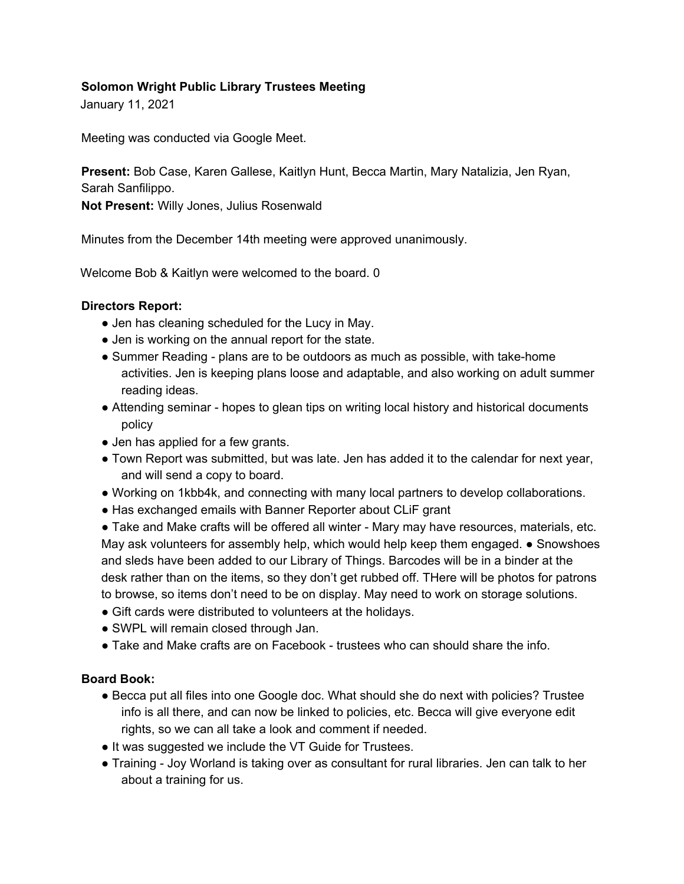**Solomon Wright Public Library Trustees Meeting**

January 11, 2021

Meeting was conducted via Google Meet.

**Present:** Bob Case, Karen Gallese, Kaitlyn Hunt, Becca Martin, Mary Natalizia, Jen Ryan, Sarah Sanfilippo.
**Not Present:** Willy Jones, Julius Rosenwald

Minutes from the December 14th meeting were approved unanimously.

Welcome Bob & Kaitlyn were welcomed to the board. 0

**Directors Report:**

- Jen has cleaning scheduled for the Lucy in May.
- Jen is working on the annual report for the state.
- Summer Reading - plans are to be outdoors as much as possible, with take-home activities. Jen is keeping plans loose and adaptable, and also working on adult summer reading ideas.
- Attending seminar - hopes to glean tips on writing local history and historical documents policy
- Jen has applied for a few grants.
- Town Report was submitted, but was late. Jen has added it to the calendar for next year, and will send a copy to board.
- Working on 1kbb4k, and connecting with many local partners to develop collaborations.
- Has exchanged emails with Banner Reporter about CLiF grant
- Take and Make crafts will be offered all winter - Mary may have resources, materials, etc. May ask volunteers for assembly help, which would help keep them engaged. ● Snowshoes and sleds have been added to our Library of Things. Barcodes will be in a binder at the desk rather than on the items, so they don't get rubbed off. THere will be photos for patrons to browse, so items don't need to be on display. May need to work on storage solutions.
- Gift cards were distributed to volunteers at the holidays.
- SWPL will remain closed through Jan.
- Take and Make crafts are on Facebook - trustees who can should share the info.

**Board Book:**

- Becca put all files into one Google doc. What should she do next with policies? Trustee info is all there, and can now be linked to policies, etc. Becca will give everyone edit rights, so we can all take a look and comment if needed.
- It was suggested we include the VT Guide for Trustees.
- Training - Joy Worland is taking over as consultant for rural libraries. Jen can talk to her about a training for us.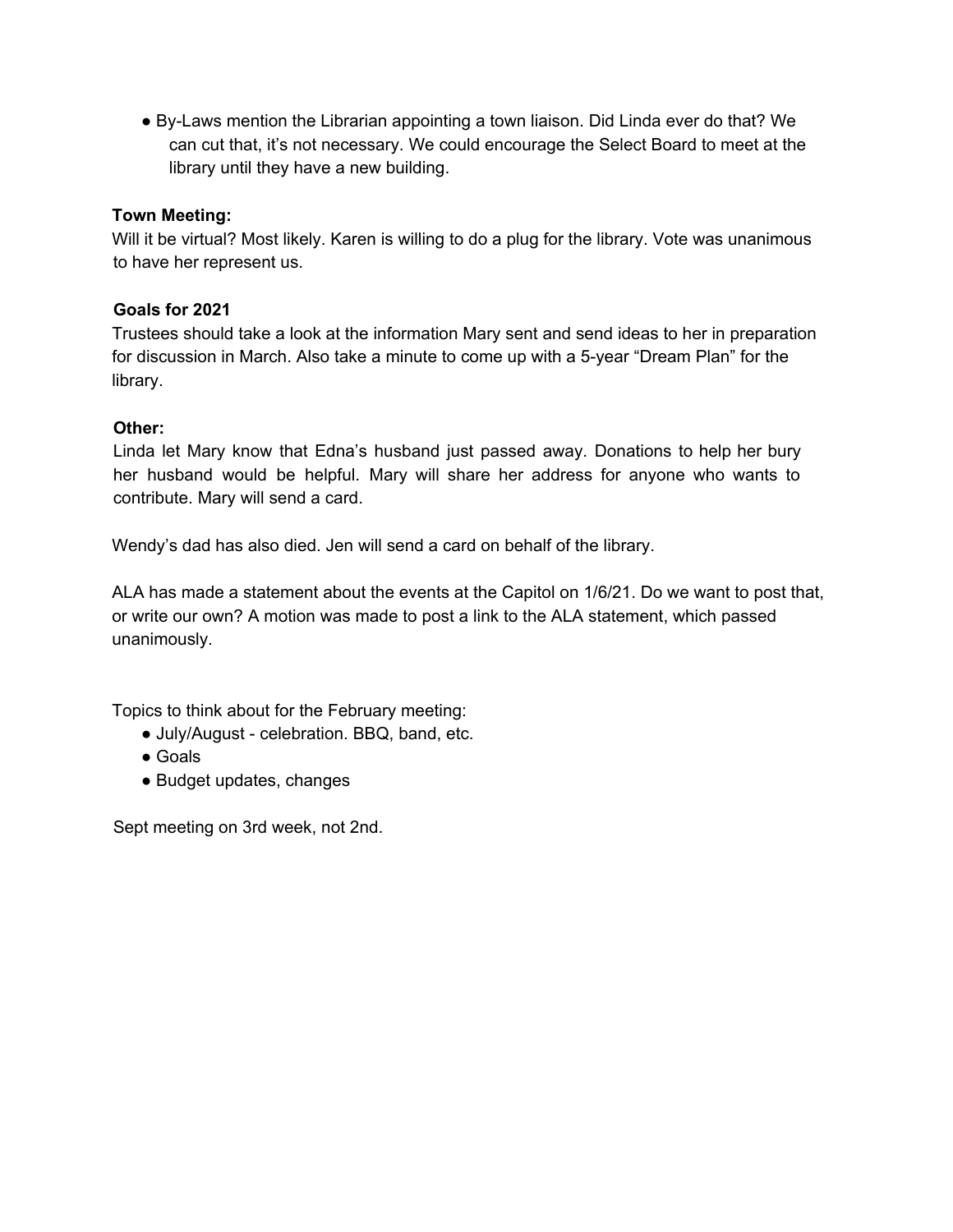- By-Laws mention the Librarian appointing a town liaison. Did Linda ever do that? We can cut that, it's not necessary. We could encourage the Select Board to meet at the library until they have a new building.

**Town Meeting:**
Will it be virtual? Most likely. Karen is willing to do a plug for the library. Vote was unanimous to have her represent us.

**Goals for 2021**
Trustees should take a look at the information Mary sent and send ideas to her in preparation for discussion in March. Also take a minute to come up with a 5-year "Dream Plan" for the library.

**Other:**
Linda let Mary know that Edna's husband just passed away. Donations to help her bury her husband would be helpful. Mary will share her address for anyone who wants to contribute. Mary will send a card.

Wendy's dad has also died. Jen will send a card on behalf of the library.

ALA has made a statement about the events at the Capitol on 1/6/21. Do we want to post that, or write our own? A motion was made to post a link to the ALA statement, which passed unanimously.

Topics to think about for the February meeting:
- July/August - celebration. BBQ, band, etc.
- Goals
- Budget updates, changes

Sept meeting on 3rd week, not 2nd.